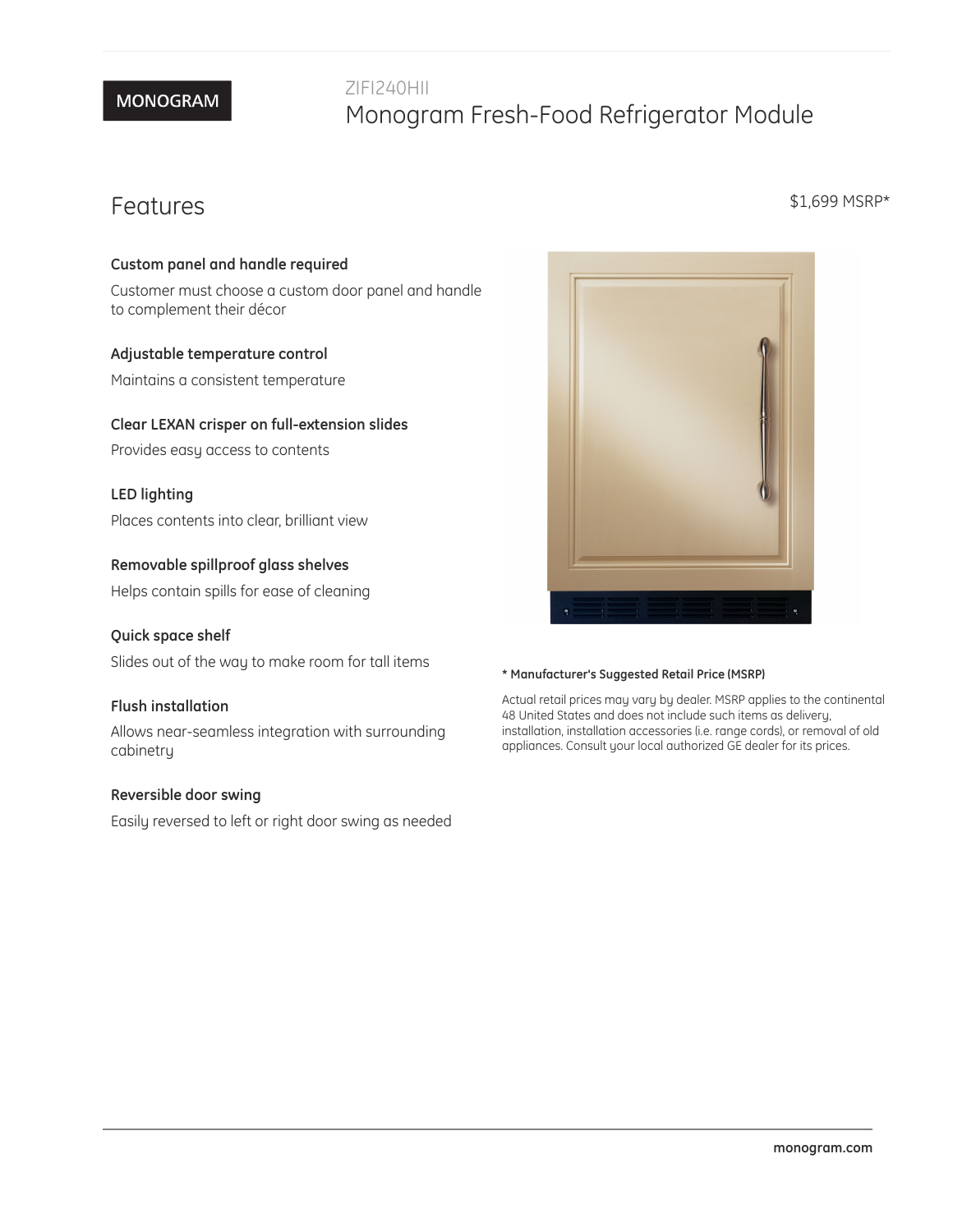MONOGRAM

ZIFI240HII

# Monogram Fresh-Food Refrigerator Module

## Features

$1,699 MSRP*

**Custom panel and handle required**

Customer must choose a custom door panel and handle to complement their décor

**Adjustable temperature control**

Maintains a consistent temperature

**Clear LEXAN crisper on full-extension slides**

Provides easy access to contents

**LED lighting**

Places contents into clear, brilliant view

**Removable spillproof glass shelves**

Helps contain spills for ease of cleaning

**Quick space shelf**

Slides out of the way to make room for tall items

**Flush installation**

Allows near-seamless integration with surrounding cabinetry

**Reversible door swing**

Easily reversed to left or right door swing as needed

**\* Manufacturer's Suggested Retail Price (MSRP)**

Actual retail prices may vary by dealer. MSRP applies to the continental 48 United States and does not include such items as delivery, installation, installation accessories (i.e. range cords), or removal of old appliances. Consult your local authorized GE dealer for its prices.

monogram.com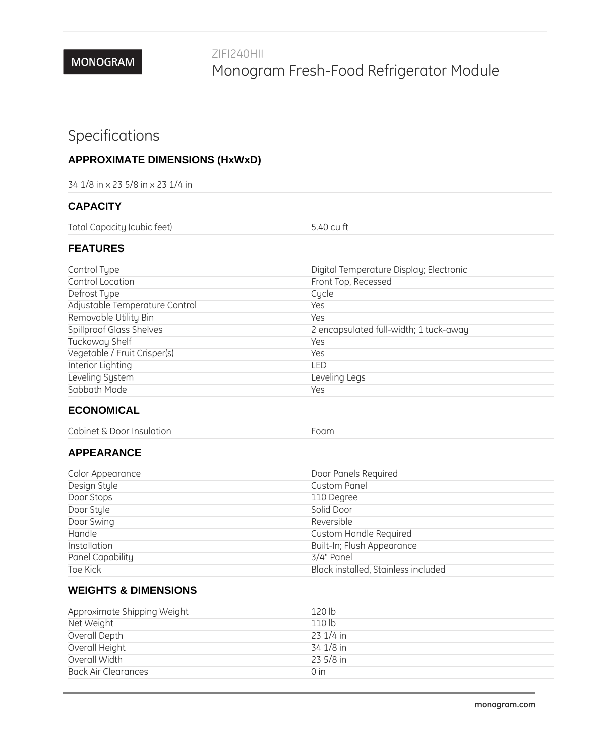MONOGRAM

ZIFI240HII

# Monogram Fresh-Food Refrigerator Module

## Specifications

### APPROXIMATE DIMENSIONS (HxWxD)

34 1/8 in x 23 5/8 in x 23 1/4 in

### CAPACITY

| | |
|---|---|
| Total Capacity (cubic feet) | 5.40 cu ft |

### FEATURES

| | |
|---|---|
| Control Type | Digital Temperature Display; Electronic |
| Control Location | Front Top, Recessed |
| Defrost Type | Cycle |
| Adjustable Temperature Control | Yes |
| Removable Utility Bin | Yes |
| Spillproof Glass Shelves | 2 encapsulated full-width; 1 tuck-away |
| Tuckaway Shelf | Yes |
| Vegetable / Fruit Crisper(s) | Yes |
| Interior Lighting | LED |
| Leveling System | Leveling Legs |
| Sabbath Mode | Yes |

### ECONOMICAL

| | |
|---|---|
| Cabinet & Door Insulation | Foam |

### APPEARANCE

| | |
|---|---|
| Color Appearance | Door Panels Required |
| Design Style | Custom Panel |
| Door Stops | 110 Degree |
| Door Style | Solid Door |
| Door Swing | Reversible |
| Handle | Custom Handle Required |
| Installation | Built-In; Flush Appearance |
| Panel Capability | 3/4" Panel |
| Toe Kick | Black installed, Stainless included |

### WEIGHTS & DIMENSIONS

| | |
|---|---|
| Approximate Shipping Weight | 120 lb |
| Net Weight | 110 lb |
| Overall Depth | 23 1/4 in |
| Overall Height | 34 1/8 in |
| Overall Width | 23 5/8 in |
| Back Air Clearances | 0 in |

monogram.com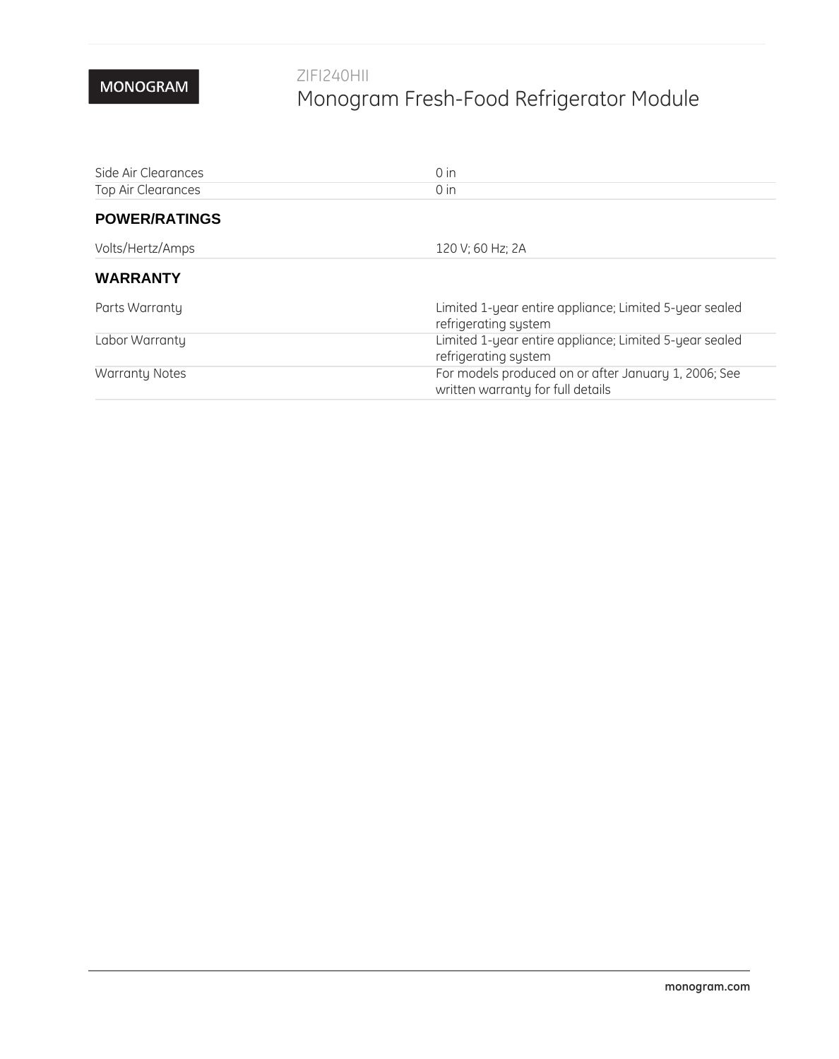| | |
|---|---|
| Side Air Clearances | 0 in |
| Top Air Clearances | 0 in |

## POWER/RATINGS

| | |
|---|---|
| Volts/Hertz/Amps | 120 V; 60 Hz; 2A |

## WARRANTY

| | |
|---|---|
| Parts Warranty | Limited 1-year entire appliance; Limited 5-year sealed refrigerating system |
| Labor Warranty | Limited 1-year entire appliance; Limited 5-year sealed refrigerating system |
| Warranty Notes | For models produced on or after January 1, 2006; See written warranty for full details |